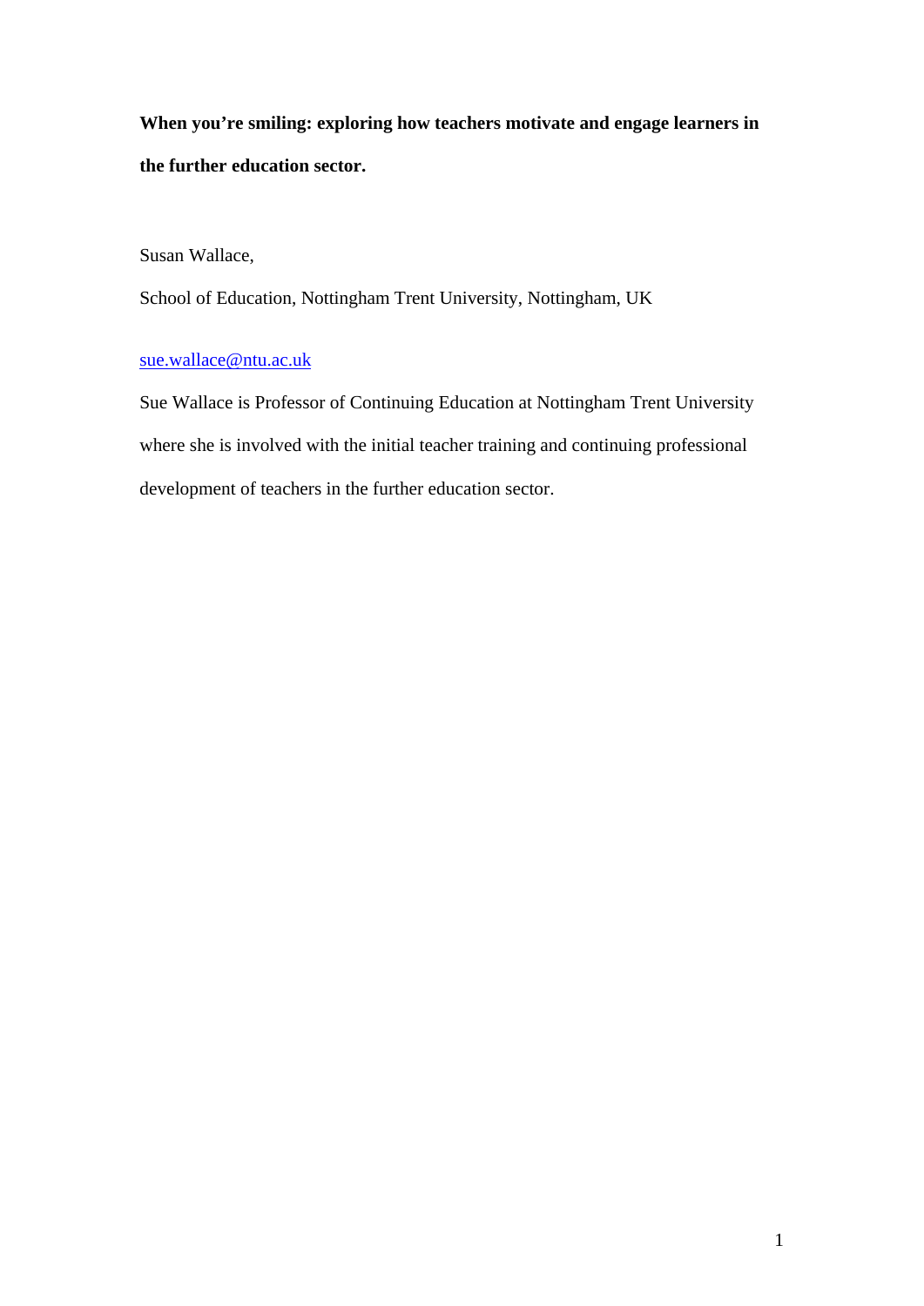**When you're smiling: exploring how teachers motivate and engage learners in the further education sector.**

Susan Wallace,

School of Education, Nottingham Trent University, Nottingham, UK

sue.wallace@ntu.ac.uk

Sue Wallace is Professor of Continuing Education at Nottingham Trent University where she is involved with the initial teacher training and continuing professional development of teachers in the further education sector.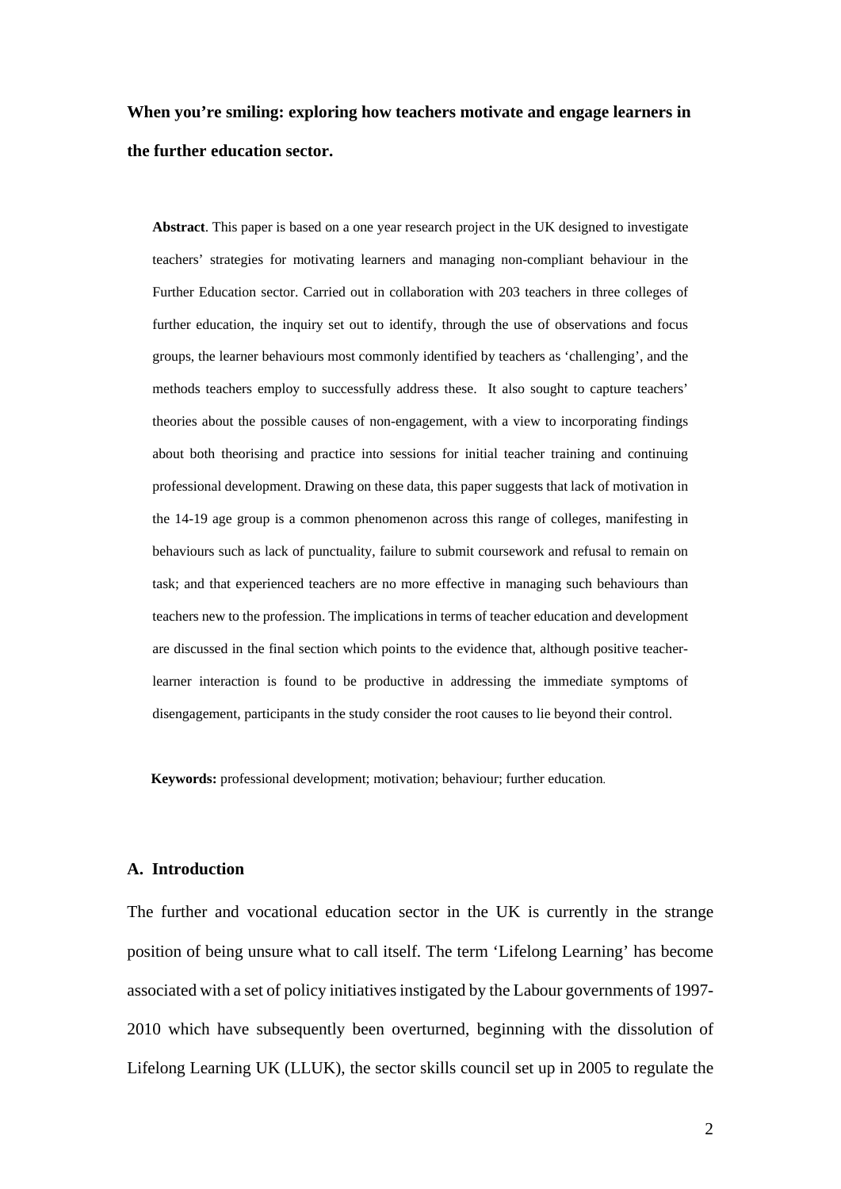# When you're smiling: exploring how teachers motivate and engage learners in the further education sector.

**Abstract**. This paper is based on a one year research project in the UK designed to investigate teachers' strategies for motivating learners and managing non-compliant behaviour in the Further Education sector. Carried out in collaboration with 203 teachers in three colleges of further education, the inquiry set out to identify, through the use of observations and focus groups, the learner behaviours most commonly identified by teachers as 'challenging', and the methods teachers employ to successfully address these. It also sought to capture teachers' theories about the possible causes of non-engagement, with a view to incorporating findings about both theorising and practice into sessions for initial teacher training and continuing professional development. Drawing on these data, this paper suggests that lack of motivation in the 14-19 age group is a common phenomenon across this range of colleges, manifesting in behaviours such as lack of punctuality, failure to submit coursework and refusal to remain on task; and that experienced teachers are no more effective in managing such behaviours than teachers new to the profession. The implications in terms of teacher education and development are discussed in the final section which points to the evidence that, although positive teacher-learner interaction is found to be productive in addressing the immediate symptoms of disengagement, participants in the study consider the root causes to lie beyond their control.

**Keywords:** professional development; motivation; behaviour; further education.

## A. Introduction

The further and vocational education sector in the UK is currently in the strange position of being unsure what to call itself. The term 'Lifelong Learning' has become associated with a set of policy initiatives instigated by the Labour governments of 1997-2010 which have subsequently been overturned, beginning with the dissolution of Lifelong Learning UK (LLUK), the sector skills council set up in 2005 to regulate the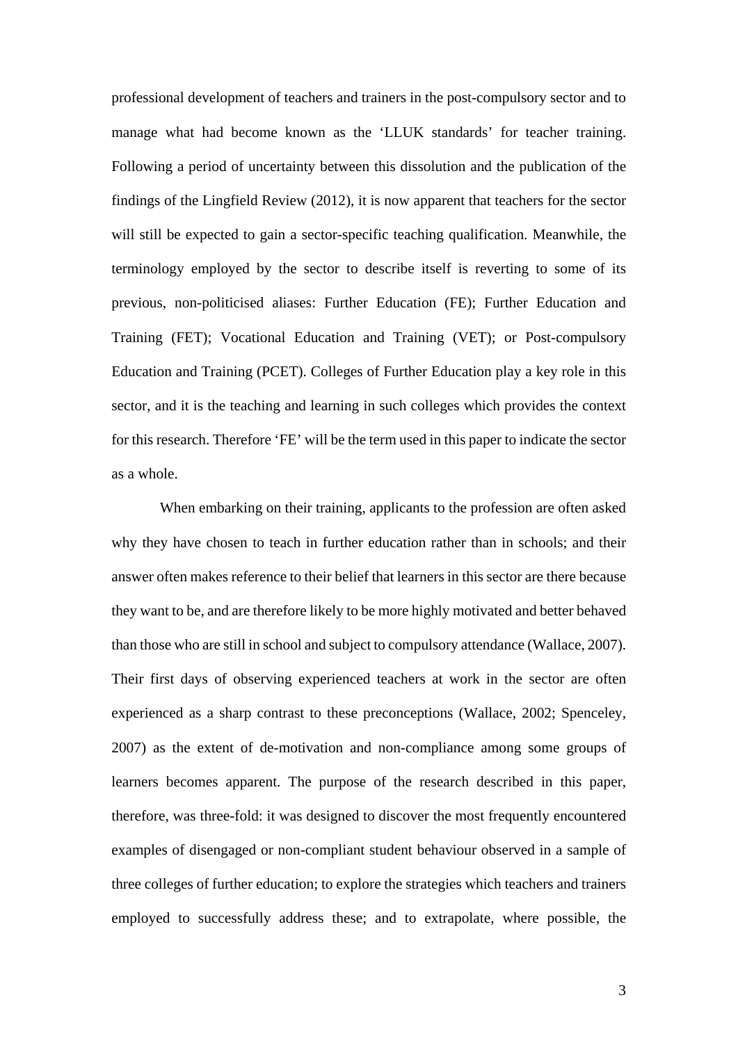professional development of teachers and trainers in the post-compulsory sector and to manage what had become known as the 'LLUK standards' for teacher training. Following a period of uncertainty between this dissolution and the publication of the findings of the Lingfield Review (2012), it is now apparent that teachers for the sector will still be expected to gain a sector-specific teaching qualification. Meanwhile, the terminology employed by the sector to describe itself is reverting to some of its previous, non-politicised aliases: Further Education (FE); Further Education and Training (FET); Vocational Education and Training (VET); or Post-compulsory Education and Training (PCET). Colleges of Further Education play a key role in this sector, and it is the teaching and learning in such colleges which provides the context for this research. Therefore 'FE' will be the term used in this paper to indicate the sector as a whole.

When embarking on their training, applicants to the profession are often asked why they have chosen to teach in further education rather than in schools; and their answer often makes reference to their belief that learners in this sector are there because they want to be, and are therefore likely to be more highly motivated and better behaved than those who are still in school and subject to compulsory attendance (Wallace, 2007). Their first days of observing experienced teachers at work in the sector are often experienced as a sharp contrast to these preconceptions (Wallace, 2002; Spenceley, 2007) as the extent of de-motivation and non-compliance among some groups of learners becomes apparent. The purpose of the research described in this paper, therefore, was three-fold: it was designed to discover the most frequently encountered examples of disengaged or non-compliant student behaviour observed in a sample of three colleges of further education; to explore the strategies which teachers and trainers employed to successfully address these; and to extrapolate, where possible, the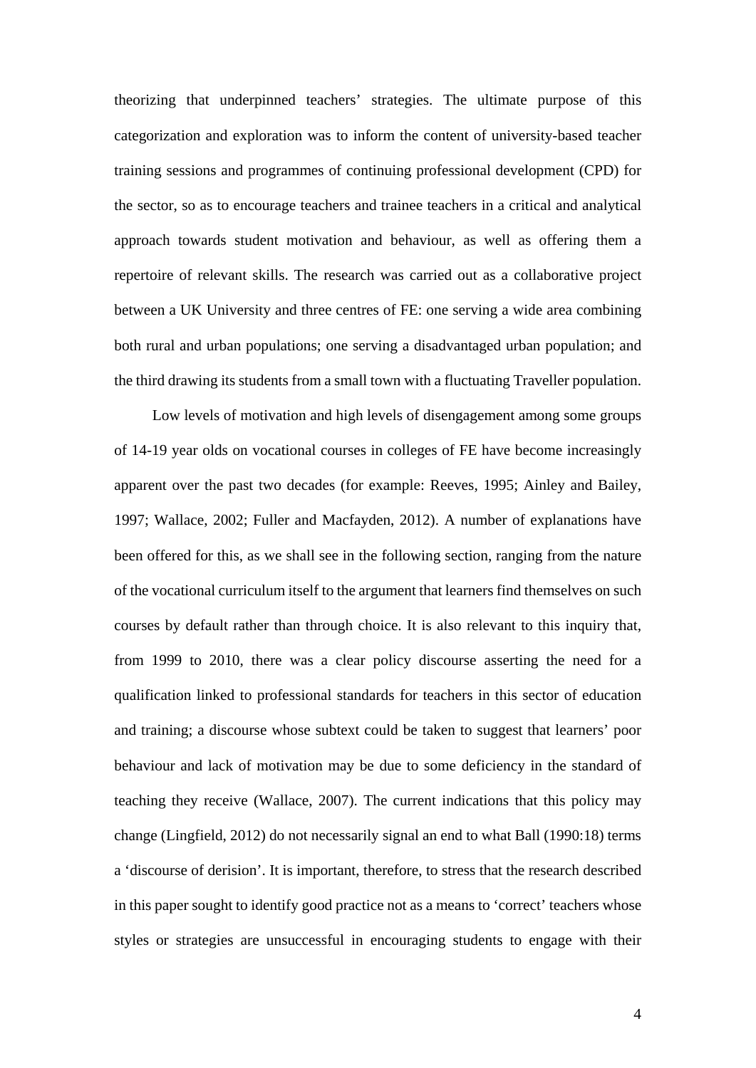theorizing that underpinned teachers' strategies. The ultimate purpose of this categorization and exploration was to inform the content of university-based teacher training sessions and programmes of continuing professional development (CPD) for the sector, so as to encourage teachers and trainee teachers in a critical and analytical approach towards student motivation and behaviour, as well as offering them a repertoire of relevant skills. The research was carried out as a collaborative project between a UK University and three centres of FE: one serving a wide area combining both rural and urban populations; one serving a disadvantaged urban population; and the third drawing its students from a small town with a fluctuating Traveller population.

Low levels of motivation and high levels of disengagement among some groups of 14-19 year olds on vocational courses in colleges of FE have become increasingly apparent over the past two decades (for example: Reeves, 1995; Ainley and Bailey, 1997; Wallace, 2002; Fuller and Macfayden, 2012). A number of explanations have been offered for this, as we shall see in the following section, ranging from the nature of the vocational curriculum itself to the argument that learners find themselves on such courses by default rather than through choice. It is also relevant to this inquiry that, from 1999 to 2010, there was a clear policy discourse asserting the need for a qualification linked to professional standards for teachers in this sector of education and training; a discourse whose subtext could be taken to suggest that learners' poor behaviour and lack of motivation may be due to some deficiency in the standard of teaching they receive (Wallace, 2007). The current indications that this policy may change (Lingfield, 2012) do not necessarily signal an end to what Ball (1990:18) terms a 'discourse of derision'. It is important, therefore, to stress that the research described in this paper sought to identify good practice not as a means to 'correct' teachers whose styles or strategies are unsuccessful in encouraging students to engage with their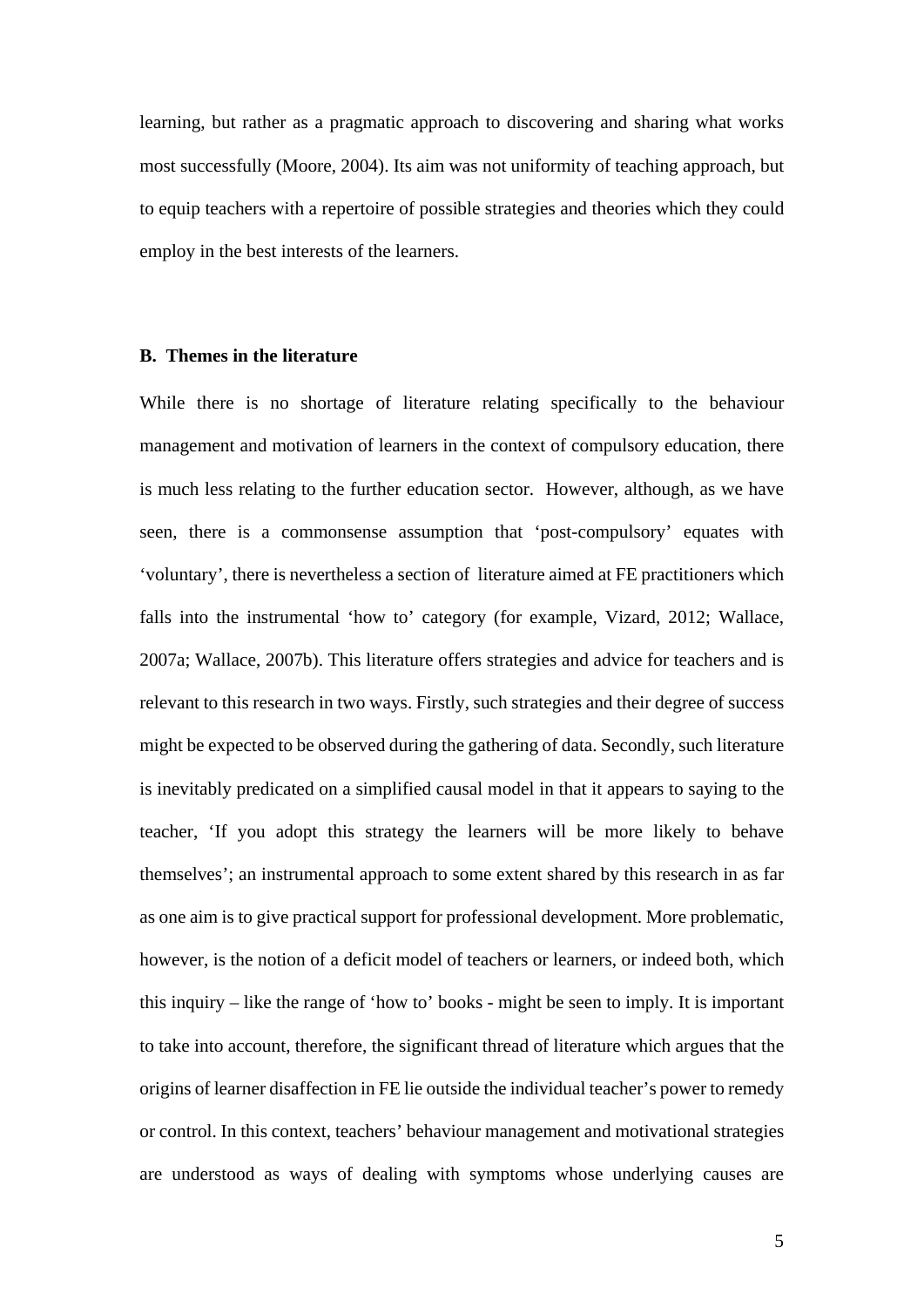learning, but rather as a pragmatic approach to discovering and sharing what works most successfully (Moore, 2004). Its aim was not uniformity of teaching approach, but to equip teachers with a repertoire of possible strategies and theories which they could employ in the best interests of the learners.

### B. Themes in the literature

While there is no shortage of literature relating specifically to the behaviour management and motivation of learners in the context of compulsory education, there is much less relating to the further education sector. However, although, as we have seen, there is a commonsense assumption that 'post-compulsory' equates with 'voluntary', there is nevertheless a section of literature aimed at FE practitioners which falls into the instrumental 'how to' category (for example, Vizard, 2012; Wallace, 2007a; Wallace, 2007b). This literature offers strategies and advice for teachers and is relevant to this research in two ways. Firstly, such strategies and their degree of success might be expected to be observed during the gathering of data. Secondly, such literature is inevitably predicated on a simplified causal model in that it appears to saying to the teacher, 'If you adopt this strategy the learners will be more likely to behave themselves'; an instrumental approach to some extent shared by this research in as far as one aim is to give practical support for professional development. More problematic, however, is the notion of a deficit model of teachers or learners, or indeed both, which this inquiry – like the range of 'how to' books - might be seen to imply. It is important to take into account, therefore, the significant thread of literature which argues that the origins of learner disaffection in FE lie outside the individual teacher's power to remedy or control. In this context, teachers' behaviour management and motivational strategies are understood as ways of dealing with symptoms whose underlying causes are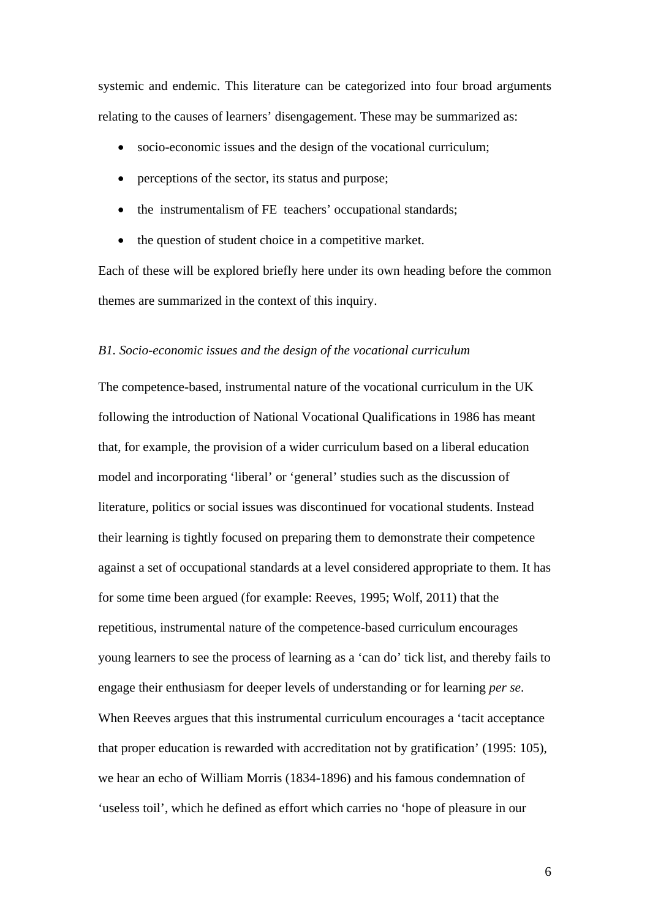systemic and endemic. This literature can be categorized into four broad arguments relating to the causes of learners' disengagement. These may be summarized as:

- socio-economic issues and the design of the vocational curriculum;
- perceptions of the sector, its status and purpose;
- the instrumentalism of FE teachers' occupational standards;
- the question of student choice in a competitive market.

Each of these will be explored briefly here under its own heading before the common themes are summarized in the context of this inquiry.

*B1. Socio-economic issues and the design of the vocational curriculum*

The competence-based, instrumental nature of the vocational curriculum in the UK following the introduction of National Vocational Qualifications in 1986 has meant that, for example, the provision of a wider curriculum based on a liberal education model and incorporating 'liberal' or 'general' studies such as the discussion of literature, politics or social issues was discontinued for vocational students. Instead their learning is tightly focused on preparing them to demonstrate their competence against a set of occupational standards at a level considered appropriate to them. It has for some time been argued (for example: Reeves, 1995; Wolf, 2011) that the repetitious, instrumental nature of the competence-based curriculum encourages young learners to see the process of learning as a 'can do' tick list, and thereby fails to engage their enthusiasm for deeper levels of understanding or for learning *per se*. When Reeves argues that this instrumental curriculum encourages a 'tacit acceptance that proper education is rewarded with accreditation not by gratification' (1995: 105), we hear an echo of William Morris (1834-1896) and his famous condemnation of 'useless toil', which he defined as effort which carries no 'hope of pleasure in our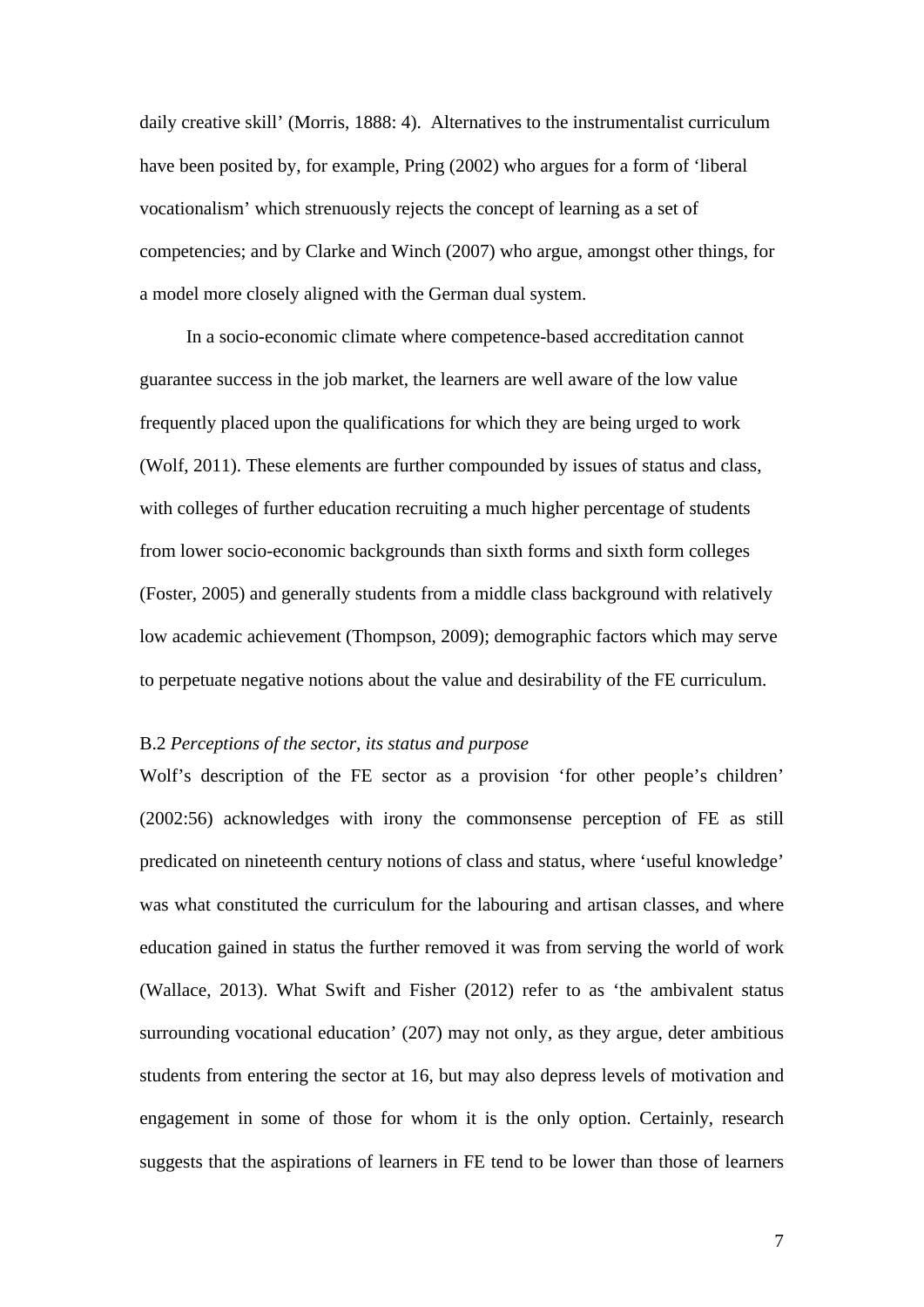daily creative skill' (Morris, 1888: 4). Alternatives to the instrumentalist curriculum have been posited by, for example, Pring (2002) who argues for a form of 'liberal vocationalism' which strenuously rejects the concept of learning as a set of competencies; and by Clarke and Winch (2007) who argue, amongst other things, for a model more closely aligned with the German dual system.

In a socio-economic climate where competence-based accreditation cannot guarantee success in the job market, the learners are well aware of the low value frequently placed upon the qualifications for which they are being urged to work (Wolf, 2011). These elements are further compounded by issues of status and class, with colleges of further education recruiting a much higher percentage of students from lower socio-economic backgrounds than sixth forms and sixth form colleges (Foster, 2005) and generally students from a middle class background with relatively low academic achievement (Thompson, 2009); demographic factors which may serve to perpetuate negative notions about the value and desirability of the FE curriculum.

### B.2 *Perceptions of the sector, its status and purpose*

Wolf's description of the FE sector as a provision 'for other people's children' (2002:56) acknowledges with irony the commonsense perception of FE as still predicated on nineteenth century notions of class and status, where 'useful knowledge' was what constituted the curriculum for the labouring and artisan classes, and where education gained in status the further removed it was from serving the world of work (Wallace, 2013). What Swift and Fisher (2012) refer to as 'the ambivalent status surrounding vocational education' (207) may not only, as they argue, deter ambitious students from entering the sector at 16, but may also depress levels of motivation and engagement in some of those for whom it is the only option. Certainly, research suggests that the aspirations of learners in FE tend to be lower than those of learners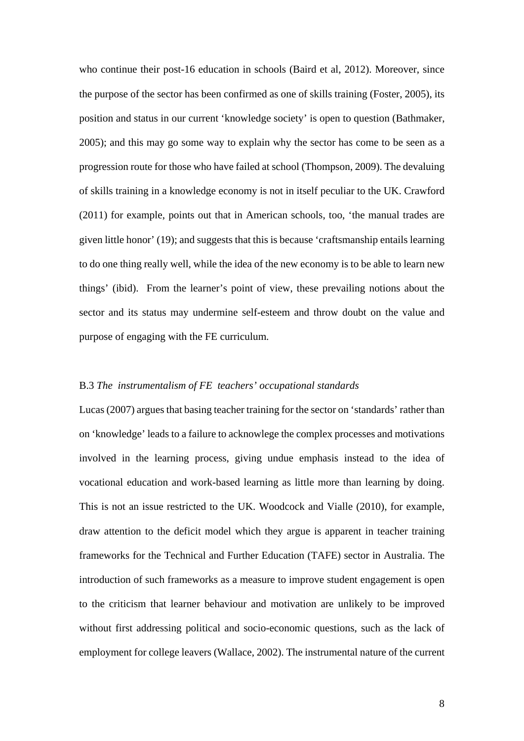who continue their post-16 education in schools (Baird et al, 2012). Moreover, since the purpose of the sector has been confirmed as one of skills training (Foster, 2005), its position and status in our current 'knowledge society' is open to question (Bathmaker, 2005); and this may go some way to explain why the sector has come to be seen as a progression route for those who have failed at school (Thompson, 2009). The devaluing of skills training in a knowledge economy is not in itself peculiar to the UK. Crawford (2011) for example, points out that in American schools, too, 'the manual trades are given little honor' (19); and suggests that this is because 'craftsmanship entails learning to do one thing really well, while the idea of the new economy is to be able to learn new things' (ibid). From the learner's point of view, these prevailing notions about the sector and its status may undermine self-esteem and throw doubt on the value and purpose of engaging with the FE curriculum.

### B.3 *The instrumentalism of FE teachers' occupational standards*

Lucas (2007) argues that basing teacher training for the sector on 'standards' rather than on 'knowledge' leads to a failure to acknowlege the complex processes and motivations involved in the learning process, giving undue emphasis instead to the idea of vocational education and work-based learning as little more than learning by doing. This is not an issue restricted to the UK. Woodcock and Vialle (2010), for example, draw attention to the deficit model which they argue is apparent in teacher training frameworks for the Technical and Further Education (TAFE) sector in Australia. The introduction of such frameworks as a measure to improve student engagement is open to the criticism that learner behaviour and motivation are unlikely to be improved without first addressing political and socio-economic questions, such as the lack of employment for college leavers (Wallace, 2002). The instrumental nature of the current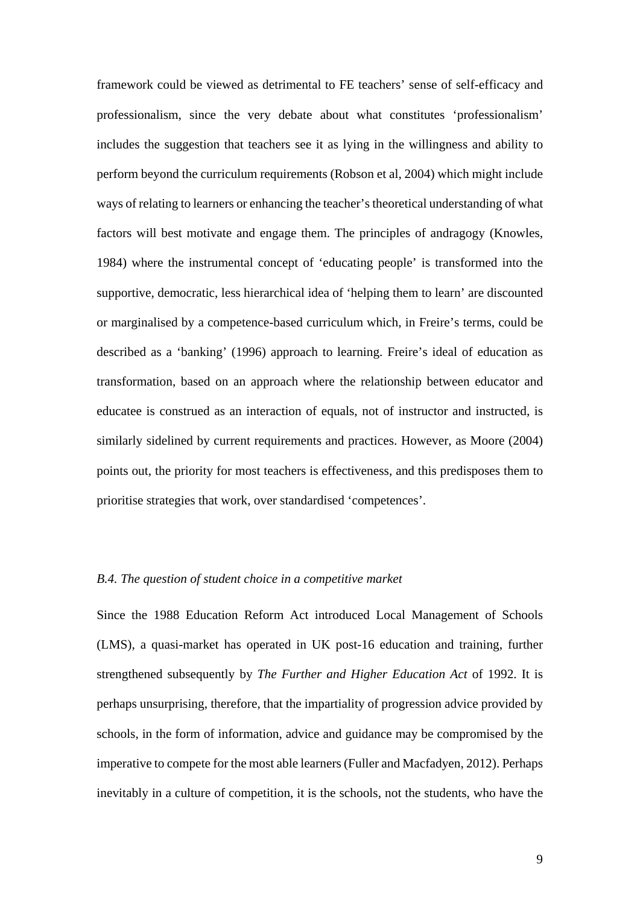framework could be viewed as detrimental to FE teachers' sense of self-efficacy and professionalism, since the very debate about what constitutes 'professionalism' includes the suggestion that teachers see it as lying in the willingness and ability to perform beyond the curriculum requirements (Robson et al, 2004) which might include ways of relating to learners or enhancing the teacher's theoretical understanding of what factors will best motivate and engage them. The principles of andragogy (Knowles, 1984) where the instrumental concept of 'educating people' is transformed into the supportive, democratic, less hierarchical idea of 'helping them to learn' are discounted or marginalised by a competence-based curriculum which, in Freire's terms, could be described as a 'banking' (1996) approach to learning. Freire's ideal of education as transformation, based on an approach where the relationship between educator and educatee is construed as an interaction of equals, not of instructor and instructed, is similarly sidelined by current requirements and practices. However, as Moore (2004) points out, the priority for most teachers is effectiveness, and this predisposes them to prioritise strategies that work, over standardised 'competences'.

### *B.4. The question of student choice in a competitive market*

Since the 1988 Education Reform Act introduced Local Management of Schools (LMS), a quasi-market has operated in UK post-16 education and training, further strengthened subsequently by *The Further and Higher Education Act* of 1992. It is perhaps unsurprising, therefore, that the impartiality of progression advice provided by schools, in the form of information, advice and guidance may be compromised by the imperative to compete for the most able learners (Fuller and Macfadyen, 2012). Perhaps inevitably in a culture of competition, it is the schools, not the students, who have the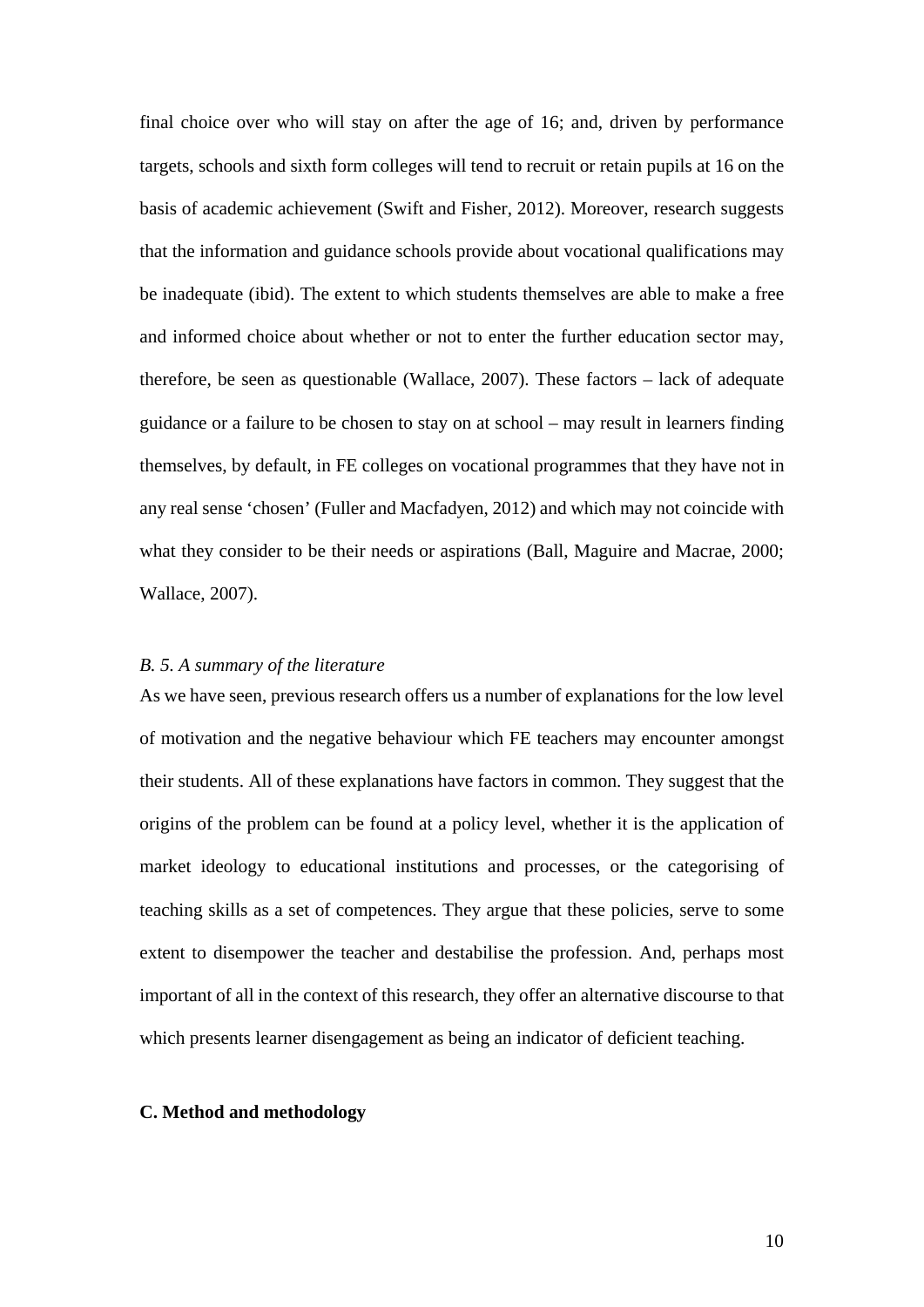final choice over who will stay on after the age of 16; and, driven by performance targets, schools and sixth form colleges will tend to recruit or retain pupils at 16 on the basis of academic achievement (Swift and Fisher, 2012). Moreover, research suggests that the information and guidance schools provide about vocational qualifications may be inadequate (ibid). The extent to which students themselves are able to make a free and informed choice about whether or not to enter the further education sector may, therefore, be seen as questionable (Wallace, 2007). These factors – lack of adequate guidance or a failure to be chosen to stay on at school – may result in learners finding themselves, by default, in FE colleges on vocational programmes that they have not in any real sense 'chosen' (Fuller and Macfadyen, 2012) and which may not coincide with what they consider to be their needs or aspirations (Ball, Maguire and Macrae, 2000; Wallace, 2007).

### *B. 5. A summary of the literature*

As we have seen, previous research offers us a number of explanations for the low level of motivation and the negative behaviour which FE teachers may encounter amongst their students. All of these explanations have factors in common. They suggest that the origins of the problem can be found at a policy level, whether it is the application of market ideology to educational institutions and processes, or the categorising of teaching skills as a set of competences. They argue that these policies, serve to some extent to disempower the teacher and destabilise the profession. And, perhaps most important of all in the context of this research, they offer an alternative discourse to that which presents learner disengagement as being an indicator of deficient teaching.

## C. Method and methodology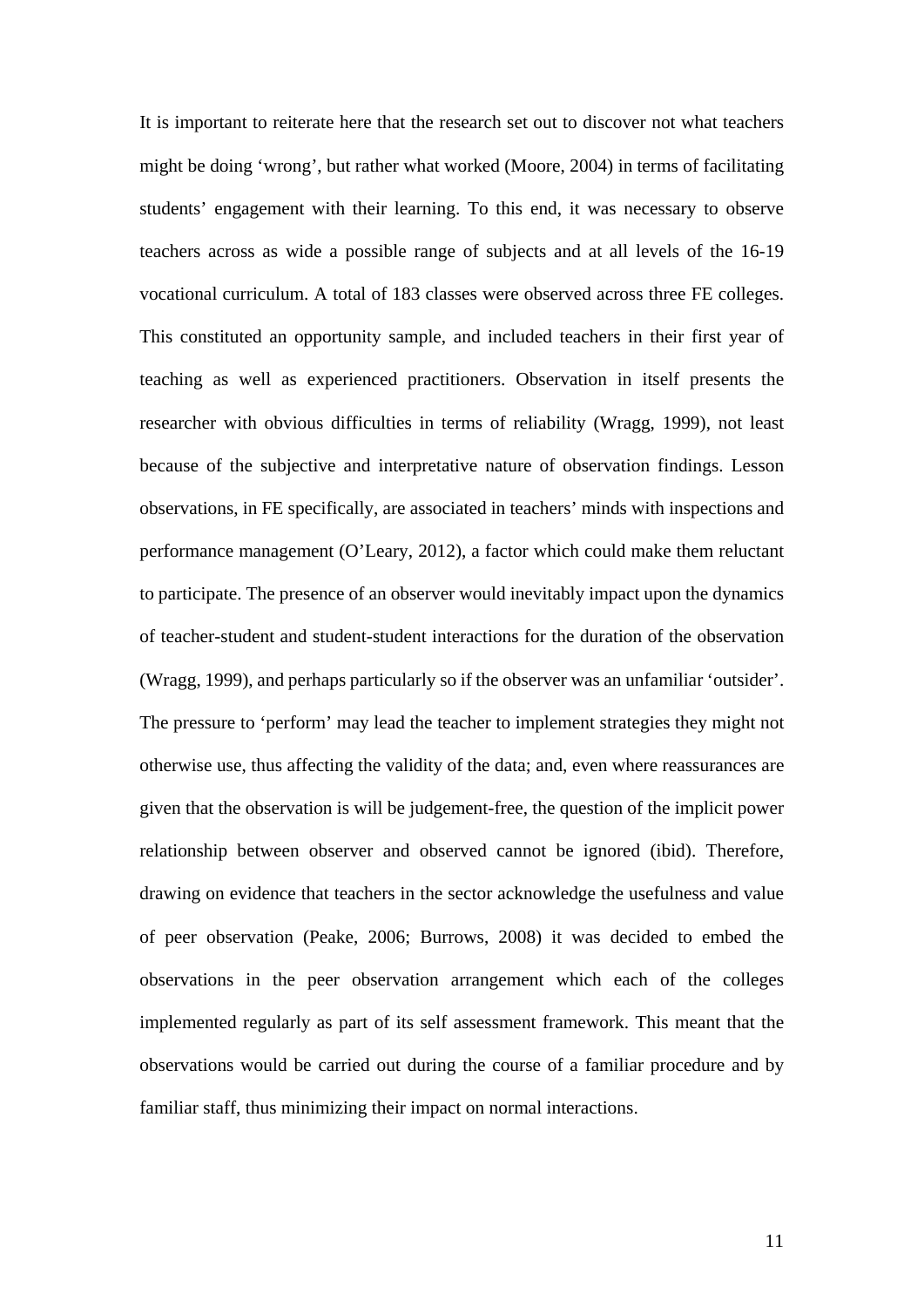It is important to reiterate here that the research set out to discover not what teachers might be doing 'wrong', but rather what worked (Moore, 2004) in terms of facilitating students' engagement with their learning. To this end, it was necessary to observe teachers across as wide a possible range of subjects and at all levels of the 16-19 vocational curriculum. A total of 183 classes were observed across three FE colleges. This constituted an opportunity sample, and included teachers in their first year of teaching as well as experienced practitioners. Observation in itself presents the researcher with obvious difficulties in terms of reliability (Wragg, 1999), not least because of the subjective and interpretative nature of observation findings. Lesson observations, in FE specifically, are associated in teachers' minds with inspections and performance management (O'Leary, 2012), a factor which could make them reluctant to participate. The presence of an observer would inevitably impact upon the dynamics of teacher-student and student-student interactions for the duration of the observation (Wragg, 1999), and perhaps particularly so if the observer was an unfamiliar 'outsider'. The pressure to 'perform' may lead the teacher to implement strategies they might not otherwise use, thus affecting the validity of the data; and, even where reassurances are given that the observation is will be judgement-free, the question of the implicit power relationship between observer and observed cannot be ignored (ibid). Therefore, drawing on evidence that teachers in the sector acknowledge the usefulness and value of peer observation (Peake, 2006; Burrows, 2008) it was decided to embed the observations in the peer observation arrangement which each of the colleges implemented regularly as part of its self assessment framework. This meant that the observations would be carried out during the course of a familiar procedure and by familiar staff, thus minimizing their impact on normal interactions.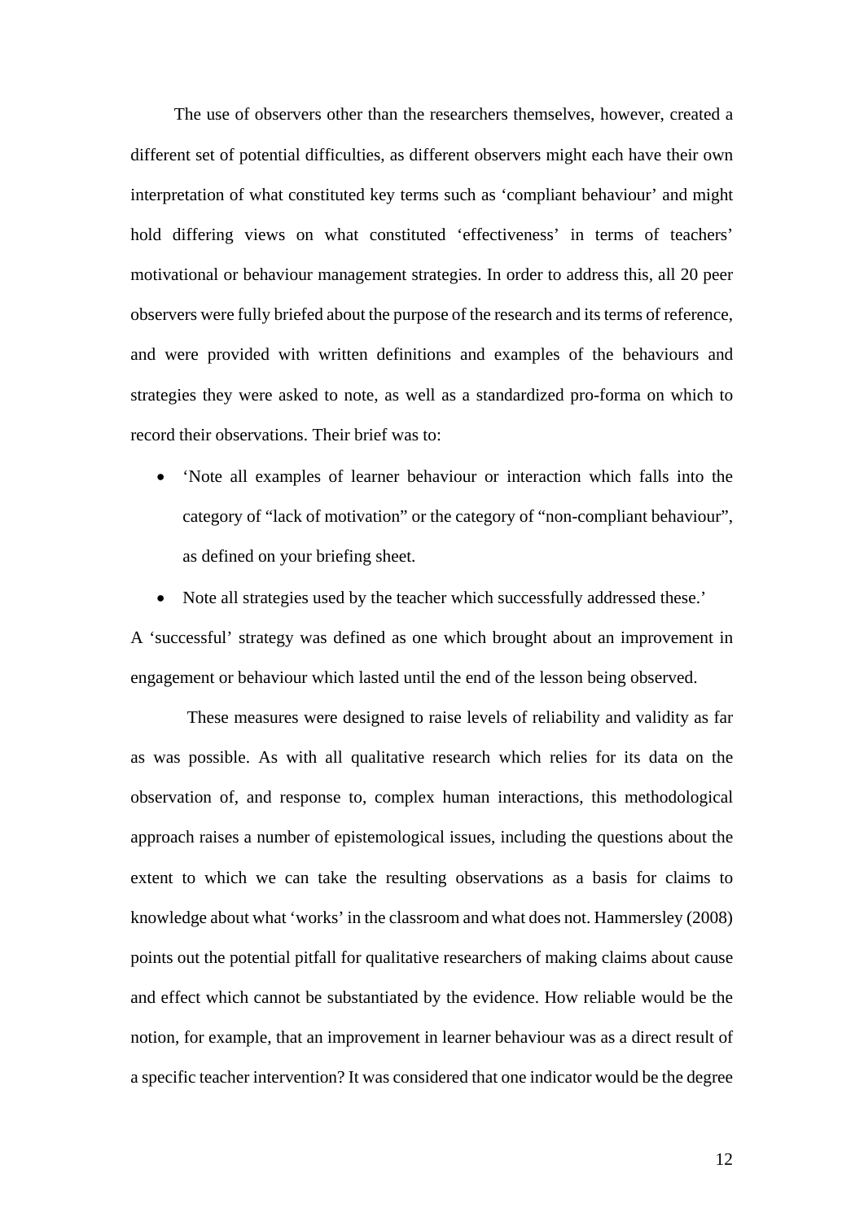The use of observers other than the researchers themselves, however, created a different set of potential difficulties, as different observers might each have their own interpretation of what constituted key terms such as 'compliant behaviour' and might hold differing views on what constituted 'effectiveness' in terms of teachers' motivational or behaviour management strategies. In order to address this, all 20 peer observers were fully briefed about the purpose of the research and its terms of reference, and were provided with written definitions and examples of the behaviours and strategies they were asked to note, as well as a standardized pro-forma on which to record their observations. Their brief was to:

- 'Note all examples of learner behaviour or interaction which falls into the category of "lack of motivation" or the category of "non-compliant behaviour", as defined on your briefing sheet.
- Note all strategies used by the teacher which successfully addressed these.'

A 'successful' strategy was defined as one which brought about an improvement in engagement or behaviour which lasted until the end of the lesson being observed.

These measures were designed to raise levels of reliability and validity as far as was possible. As with all qualitative research which relies for its data on the observation of, and response to, complex human interactions, this methodological approach raises a number of epistemological issues, including the questions about the extent to which we can take the resulting observations as a basis for claims to knowledge about what 'works' in the classroom and what does not. Hammersley (2008) points out the potential pitfall for qualitative researchers of making claims about cause and effect which cannot be substantiated by the evidence. How reliable would be the notion, for example, that an improvement in learner behaviour was as a direct result of a specific teacher intervention? It was considered that one indicator would be the degree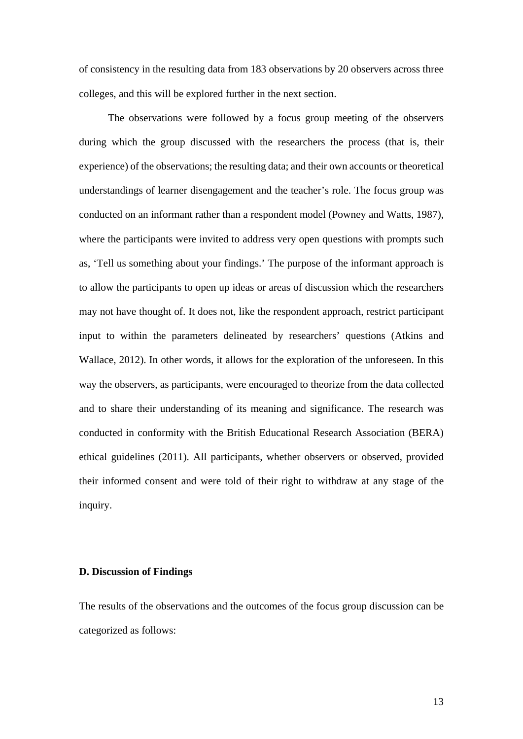of consistency in the resulting data from 183 observations by 20 observers across three colleges, and this will be explored further in the next section.

The observations were followed by a focus group meeting of the observers during which the group discussed with the researchers the process (that is, their experience) of the observations; the resulting data; and their own accounts or theoretical understandings of learner disengagement and the teacher's role. The focus group was conducted on an informant rather than a respondent model (Powney and Watts, 1987), where the participants were invited to address very open questions with prompts such as, 'Tell us something about your findings.' The purpose of the informant approach is to allow the participants to open up ideas or areas of discussion which the researchers may not have thought of. It does not, like the respondent approach, restrict participant input to within the parameters delineated by researchers' questions (Atkins and Wallace, 2012). In other words, it allows for the exploration of the unforeseen. In this way the observers, as participants, were encouraged to theorize from the data collected and to share their understanding of its meaning and significance. The research was conducted in conformity with the British Educational Research Association (BERA) ethical guidelines (2011). All participants, whether observers or observed, provided their informed consent and were told of their right to withdraw at any stage of the inquiry.

### D. Discussion of Findings

The results of the observations and the outcomes of the focus group discussion can be categorized as follows: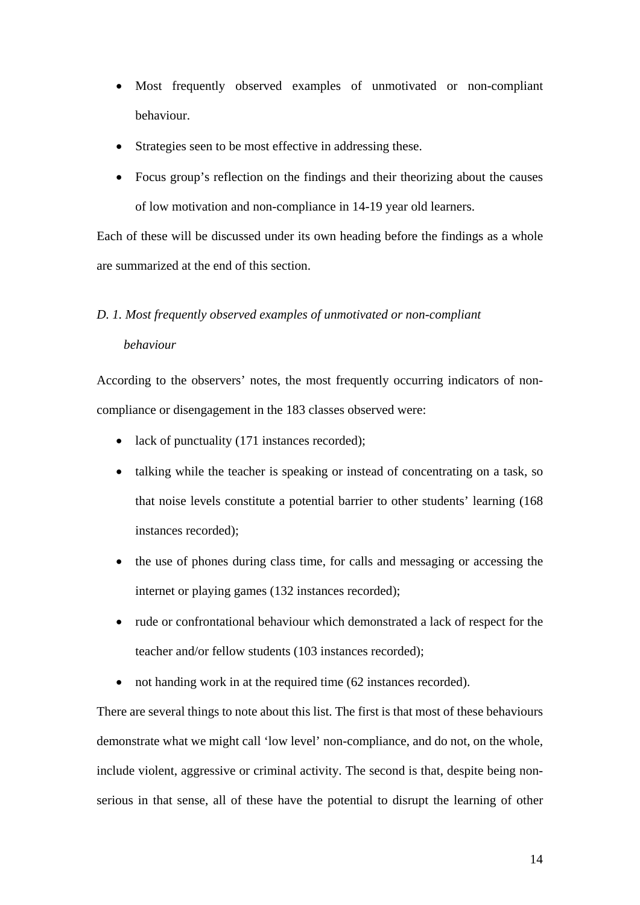- Most frequently observed examples of unmotivated or non-compliant behaviour.
- Strategies seen to be most effective in addressing these.
- Focus group's reflection on the findings and their theorizing about the causes of low motivation and non-compliance in 14-19 year old learners.

Each of these will be discussed under its own heading before the findings as a whole are summarized at the end of this section.

*D. 1. Most frequently observed examples of unmotivated or non-compliant behaviour*

According to the observers' notes, the most frequently occurring indicators of non-compliance or disengagement in the 183 classes observed were:

- lack of punctuality (171 instances recorded);
- talking while the teacher is speaking or instead of concentrating on a task, so that noise levels constitute a potential barrier to other students' learning (168 instances recorded);
- the use of phones during class time, for calls and messaging or accessing the internet or playing games (132 instances recorded);
- rude or confrontational behaviour which demonstrated a lack of respect for the teacher and/or fellow students (103 instances recorded);
- not handing work in at the required time (62 instances recorded).

There are several things to note about this list. The first is that most of these behaviours demonstrate what we might call 'low level' non-compliance, and do not, on the whole, include violent, aggressive or criminal activity. The second is that, despite being non-serious in that sense, all of these have the potential to disrupt the learning of other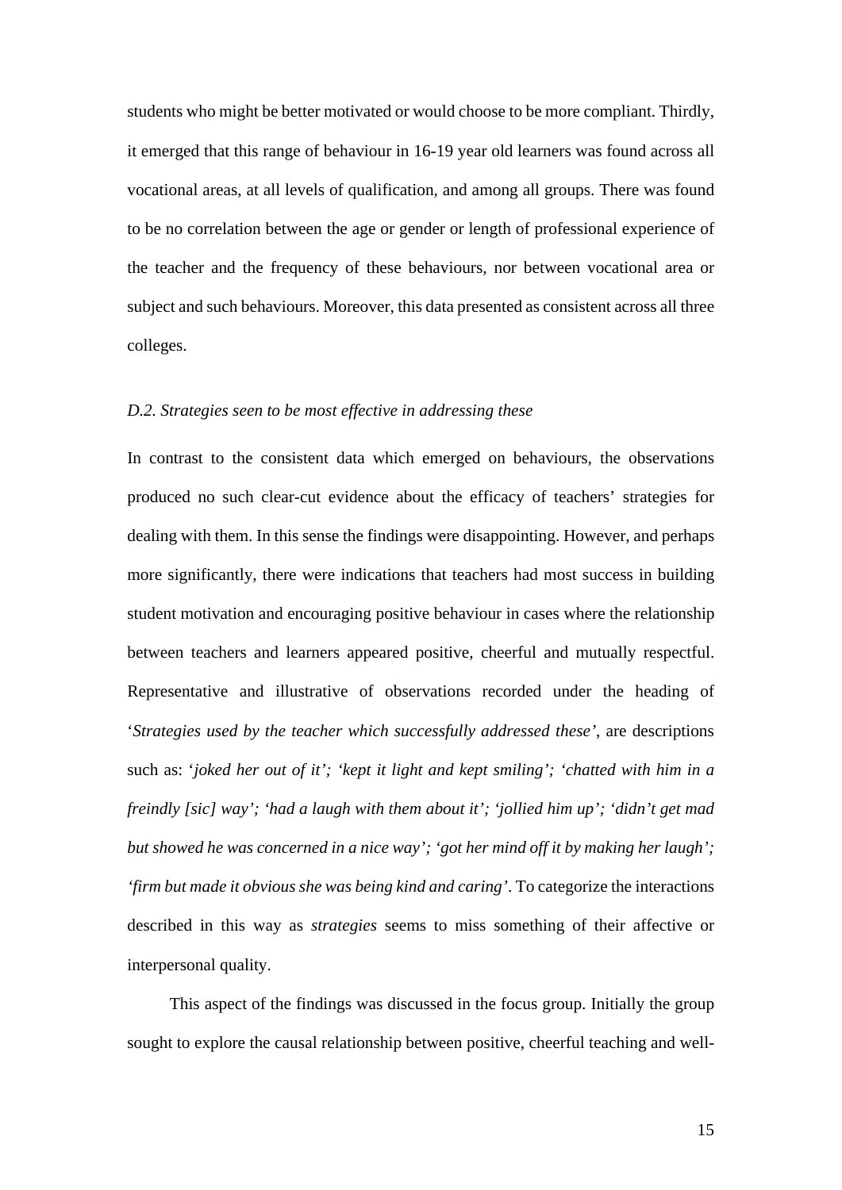students who might be better motivated or would choose to be more compliant. Thirdly, it emerged that this range of behaviour in 16-19 year old learners was found across all vocational areas, at all levels of qualification, and among all groups. There was found to be no correlation between the age or gender or length of professional experience of the teacher and the frequency of these behaviours, nor between vocational area or subject and such behaviours. Moreover, this data presented as consistent across all three colleges.

*D.2. Strategies seen to be most effective in addressing these*

In contrast to the consistent data which emerged on behaviours, the observations produced no such clear-cut evidence about the efficacy of teachers' strategies for dealing with them. In this sense the findings were disappointing. However, and perhaps more significantly, there were indications that teachers had most success in building student motivation and encouraging positive behaviour in cases where the relationship between teachers and learners appeared positive, cheerful and mutually respectful. Representative and illustrative of observations recorded under the heading of '*Strategies used by the teacher which successfully addressed these*', are descriptions such as: *'joked her out of it'; 'kept it light and kept smiling'; 'chatted with him in a freindly [sic] way'; 'had a laugh with them about it'; 'jollied him up'; 'didn't get mad but showed he was concerned in a nice way'; 'got her mind off it by making her laugh'; 'firm but made it obvious she was being kind and caring'*. To categorize the interactions described in this way as *strategies* seems to miss something of their affective or interpersonal quality.

This aspect of the findings was discussed in the focus group. Initially the group sought to explore the causal relationship between positive, cheerful teaching and well-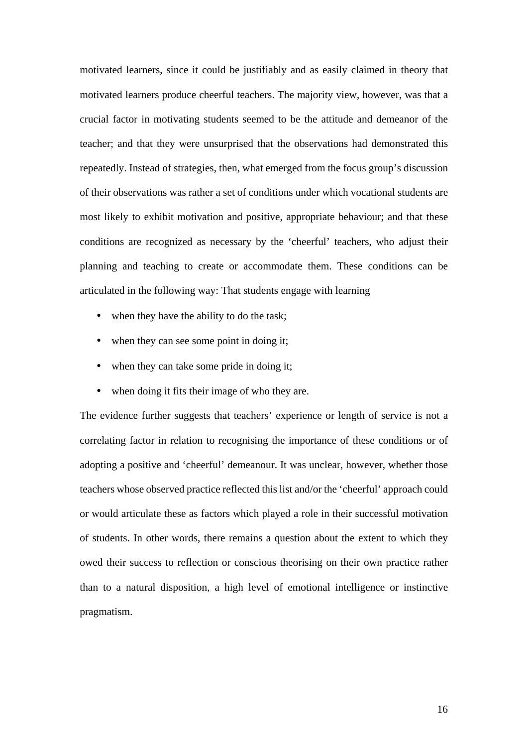motivated learners, since it could be justifiably and as easily claimed in theory that motivated learners produce cheerful teachers. The majority view, however, was that a crucial factor in motivating students seemed to be the attitude and demeanor of the teacher; and that they were unsurprised that the observations had demonstrated this repeatedly. Instead of strategies, then, what emerged from the focus group's discussion of their observations was rather a set of conditions under which vocational students are most likely to exhibit motivation and positive, appropriate behaviour; and that these conditions are recognized as necessary by the 'cheerful' teachers, who adjust their planning and teaching to create or accommodate them. These conditions can be articulated in the following way: That students engage with learning

- when they have the ability to do the task;
- when they can see some point in doing it;
- when they can take some pride in doing it;
- when doing it fits their image of who they are.

The evidence further suggests that teachers' experience or length of service is not a correlating factor in relation to recognising the importance of these conditions or of adopting a positive and 'cheerful' demeanour. It was unclear, however, whether those teachers whose observed practice reflected this list and/or the 'cheerful' approach could or would articulate these as factors which played a role in their successful motivation of students. In other words, there remains a question about the extent to which they owed their success to reflection or conscious theorising on their own practice rather than to a natural disposition, a high level of emotional intelligence or instinctive pragmatism.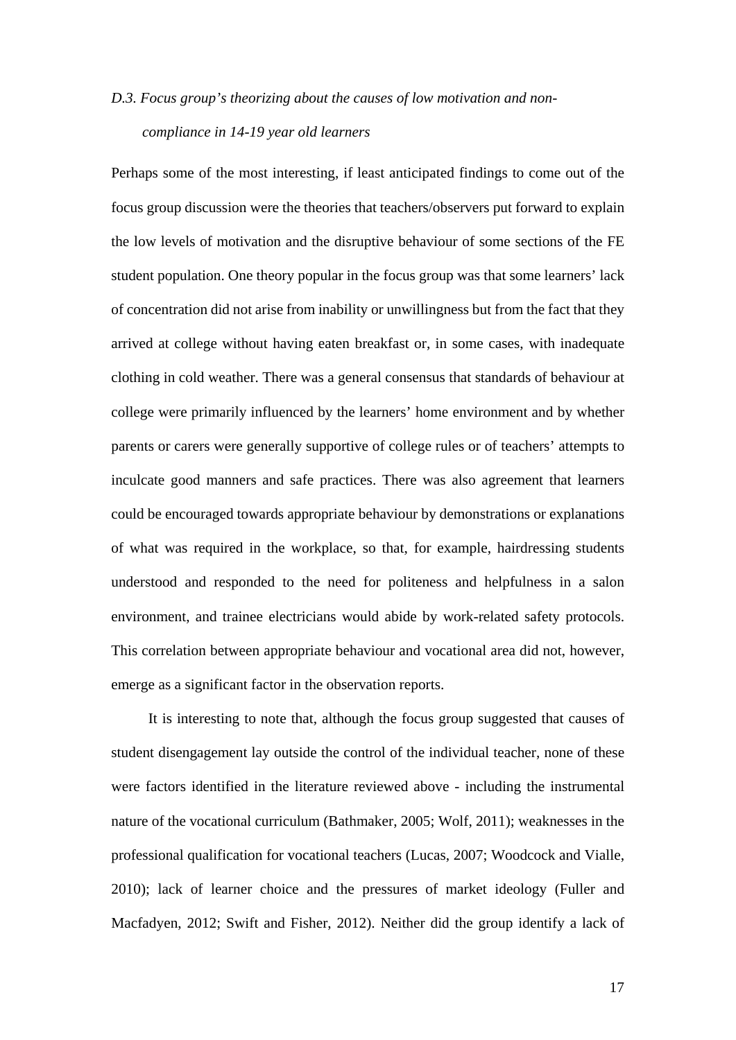### *D.3. Focus group's theorizing about the causes of low motivation and non-compliance in 14-19 year old learners*

Perhaps some of the most interesting, if least anticipated findings to come out of the focus group discussion were the theories that teachers/observers put forward to explain the low levels of motivation and the disruptive behaviour of some sections of the FE student population. One theory popular in the focus group was that some learners' lack of concentration did not arise from inability or unwillingness but from the fact that they arrived at college without having eaten breakfast or, in some cases, with inadequate clothing in cold weather. There was a general consensus that standards of behaviour at college were primarily influenced by the learners' home environment and by whether parents or carers were generally supportive of college rules or of teachers' attempts to inculcate good manners and safe practices. There was also agreement that learners could be encouraged towards appropriate behaviour by demonstrations or explanations of what was required in the workplace, so that, for example, hairdressing students understood and responded to the need for politeness and helpfulness in a salon environment, and trainee electricians would abide by work-related safety protocols. This correlation between appropriate behaviour and vocational area did not, however, emerge as a significant factor in the observation reports.

It is interesting to note that, although the focus group suggested that causes of student disengagement lay outside the control of the individual teacher, none of these were factors identified in the literature reviewed above - including the instrumental nature of the vocational curriculum (Bathmaker, 2005; Wolf, 2011); weaknesses in the professional qualification for vocational teachers (Lucas, 2007; Woodcock and Vialle, 2010); lack of learner choice and the pressures of market ideology (Fuller and Macfadyen, 2012; Swift and Fisher, 2012). Neither did the group identify a lack of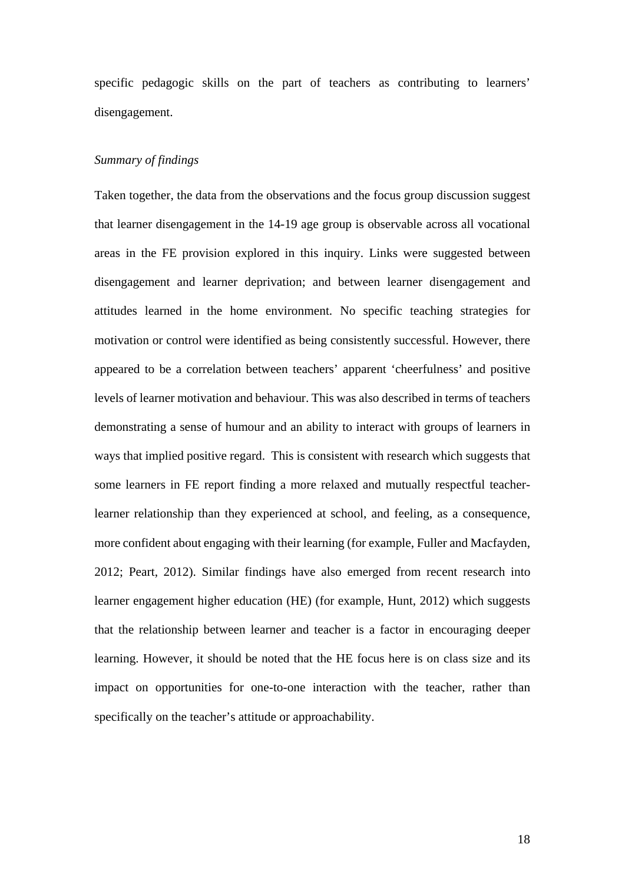specific pedagogic skills on the part of teachers as contributing to learners' disengagement.

*Summary of findings*

Taken together, the data from the observations and the focus group discussion suggest that learner disengagement in the 14-19 age group is observable across all vocational areas in the FE provision explored in this inquiry. Links were suggested between disengagement and learner deprivation; and between learner disengagement and attitudes learned in the home environment. No specific teaching strategies for motivation or control were identified as being consistently successful. However, there appeared to be a correlation between teachers' apparent 'cheerfulness' and positive levels of learner motivation and behaviour. This was also described in terms of teachers demonstrating a sense of humour and an ability to interact with groups of learners in ways that implied positive regard. This is consistent with research which suggests that some learners in FE report finding a more relaxed and mutually respectful teacher-learner relationship than they experienced at school, and feeling, as a consequence, more confident about engaging with their learning (for example, Fuller and Macfayden, 2012; Peart, 2012). Similar findings have also emerged from recent research into learner engagement higher education (HE) (for example, Hunt, 2012) which suggests that the relationship between learner and teacher is a factor in encouraging deeper learning. However, it should be noted that the HE focus here is on class size and its impact on opportunities for one-to-one interaction with the teacher, rather than specifically on the teacher's attitude or approachability.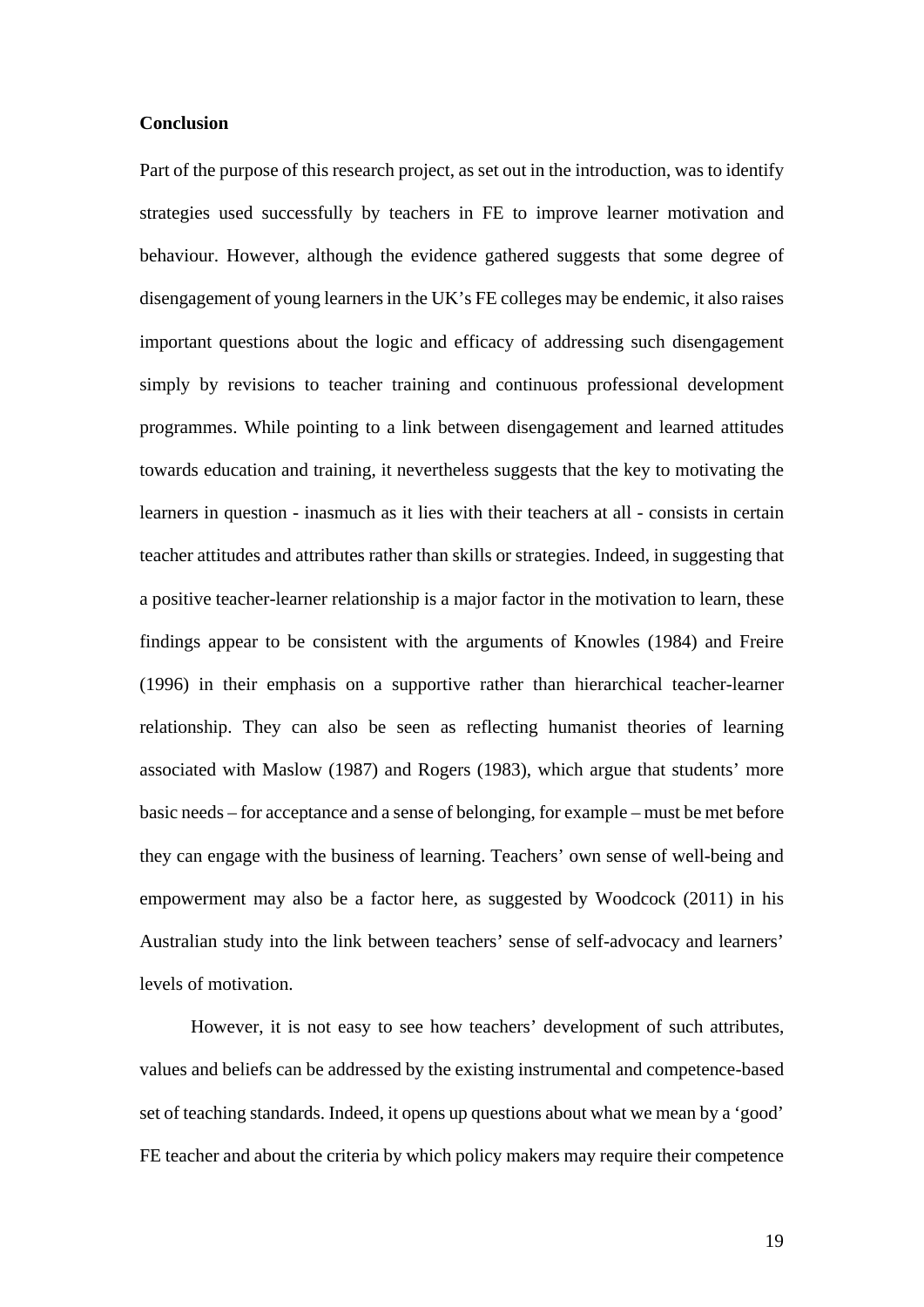**Conclusion**

Part of the purpose of this research project, as set out in the introduction, was to identify strategies used successfully by teachers in FE to improve learner motivation and behaviour. However, although the evidence gathered suggests that some degree of disengagement of young learners in the UK's FE colleges may be endemic, it also raises important questions about the logic and efficacy of addressing such disengagement simply by revisions to teacher training and continuous professional development programmes. While pointing to a link between disengagement and learned attitudes towards education and training, it nevertheless suggests that the key to motivating the learners in question - inasmuch as it lies with their teachers at all - consists in certain teacher attitudes and attributes rather than skills or strategies. Indeed, in suggesting that a positive teacher-learner relationship is a major factor in the motivation to learn, these findings appear to be consistent with the arguments of Knowles (1984) and Freire (1996) in their emphasis on a supportive rather than hierarchical teacher-learner relationship. They can also be seen as reflecting humanist theories of learning associated with Maslow (1987) and Rogers (1983), which argue that students' more basic needs – for acceptance and a sense of belonging, for example – must be met before they can engage with the business of learning. Teachers' own sense of well-being and empowerment may also be a factor here, as suggested by Woodcock (2011) in his Australian study into the link between teachers' sense of self-advocacy and learners' levels of motivation.

However, it is not easy to see how teachers' development of such attributes, values and beliefs can be addressed by the existing instrumental and competence-based set of teaching standards. Indeed, it opens up questions about what we mean by a 'good' FE teacher and about the criteria by which policy makers may require their competence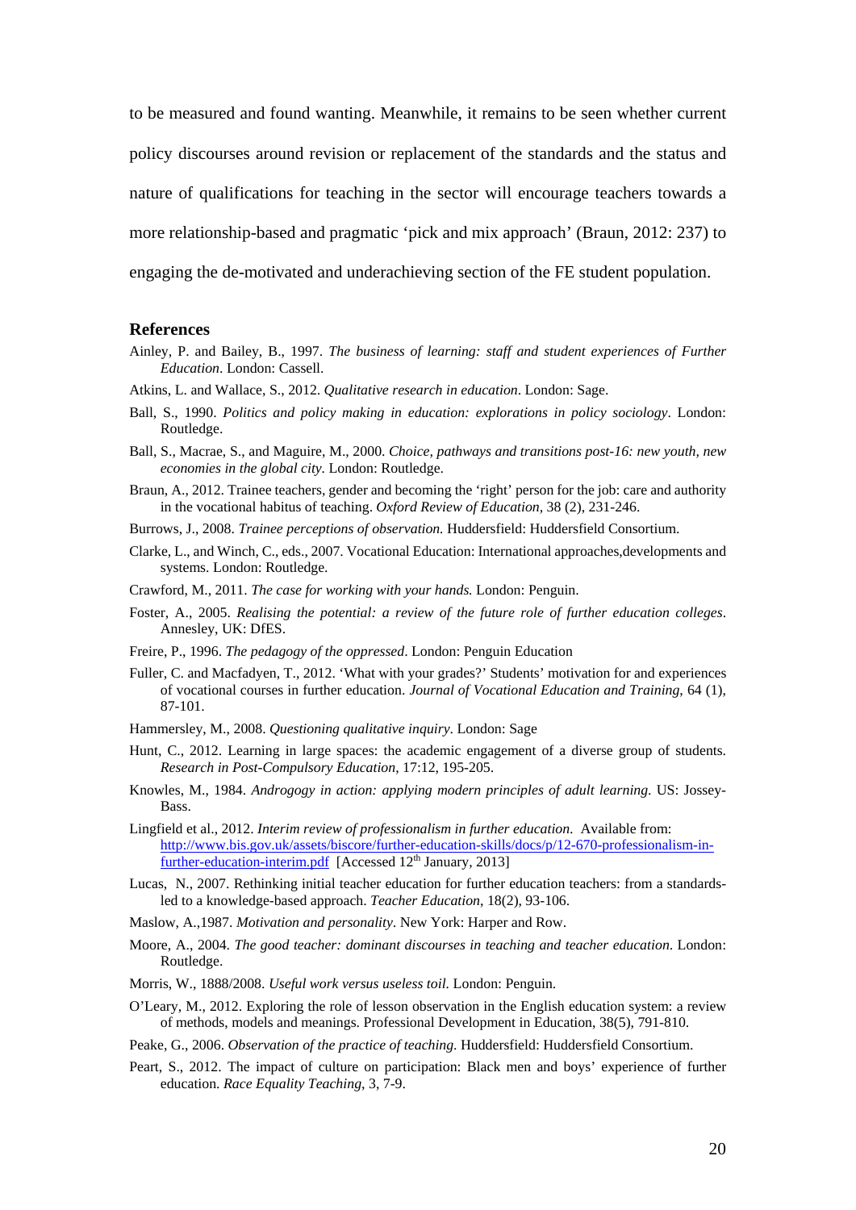to be measured and found wanting. Meanwhile, it remains to be seen whether current policy discourses around revision or replacement of the standards and the status and nature of qualifications for teaching in the sector will encourage teachers towards a more relationship-based and pragmatic 'pick and mix approach' (Braun, 2012: 237) to engaging the de-motivated and underachieving section of the FE student population.

## References

Ainley, P. and Bailey, B., 1997. *The business of learning: staff and student experiences of Further Education*. London: Cassell.

Atkins, L. and Wallace, S., 2012. *Qualitative research in education*. London: Sage.

Ball, S., 1990. *Politics and policy making in education: explorations in policy sociology*. London: Routledge.

Ball, S., Macrae, S., and Maguire, M., 2000. *Choice, pathways and transitions post-16: new youth, new economies in the global city*. London: Routledge.

Braun, A., 2012. Trainee teachers, gender and becoming the 'right' person for the job: care and authority in the vocational habitus of teaching. *Oxford Review of Education*, 38 (2), 231-246.

Burrows, J., 2008. *Trainee perceptions of observation.* Huddersfield: Huddersfield Consortium.

Clarke, L., and Winch, C., eds., 2007. Vocational Education: International approaches,developments and systems. London: Routledge.

Crawford, M., 2011. *The case for working with your hands.* London: Penguin.

Foster, A., 2005. *Realising the potential: a review of the future role of further education colleges*. Annesley, UK: DfES.

Freire, P., 1996. *The pedagogy of the oppressed*. London: Penguin Education

Fuller, C. and Macfadyen, T., 2012. 'What with your grades?' Students' motivation for and experiences of vocational courses in further education. *Journal of Vocational Education and Training*, 64 (1), 87-101.

Hammersley, M., 2008. *Questioning qualitative inquiry*. London: Sage

Hunt, C., 2012. Learning in large spaces: the academic engagement of a diverse group of students. *Research in Post-Compulsory Education*, 17:12, 195-205.

Knowles, M., 1984. *Androgogy in action: applying modern principles of adult learning.* US: Jossey-Bass.

Lingfield et al., 2012. *Interim review of professionalism in further education.* Available from: http://www.bis.gov.uk/assets/biscore/further-education-skills/docs/p/12-670-professionalism-in-further-education-interim.pdf [Accessed 12th January, 2013]

Lucas, N., 2007. Rethinking initial teacher education for further education teachers: from a standards-led to a knowledge-based approach. *Teacher Education*, 18(2), 93-106.

Maslow, A.,1987. *Motivation and personality*. New York: Harper and Row.

Moore, A., 2004. *The good teacher: dominant discourses in teaching and teacher education*. London: Routledge.

Morris, W., 1888/2008. *Useful work versus useless toil.* London: Penguin.

O'Leary, M., 2012. Exploring the role of lesson observation in the English education system: a review of methods, models and meanings. Professional Development in Education, 38(5), 791-810.

Peake, G., 2006. *Observation of the practice of teaching.* Huddersfield: Huddersfield Consortium.

Peart, S., 2012. The impact of culture on participation: Black men and boys' experience of further education. *Race Equality Teaching*, 3, 7-9.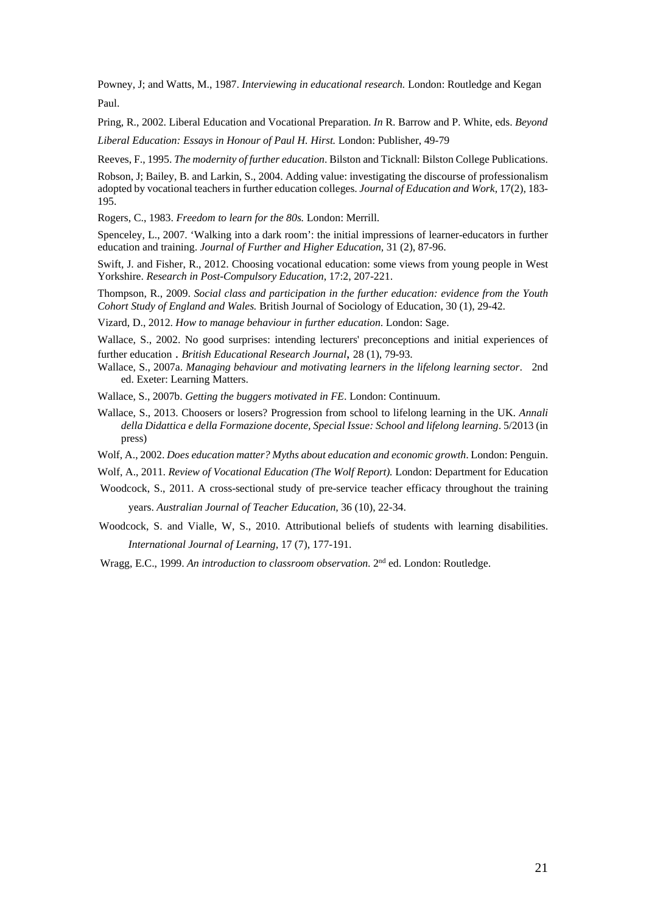Powney, J; and Watts, M., 1987. *Interviewing in educational research.* London: Routledge and Kegan Paul.

Pring, R., 2002. Liberal Education and Vocational Preparation. *In* R. Barrow and P. White, eds. *Beyond Liberal Education: Essays in Honour of Paul H. Hirst.* London: Publisher, 49-79

Reeves, F., 1995. *The modernity of further education*. Bilston and Ticknall: Bilston College Publications.

Robson, J; Bailey, B. and Larkin, S., 2004. Adding value: investigating the discourse of professionalism adopted by vocational teachers in further education colleges. *Journal of Education and Work,* 17(2), 183-195.

Rogers, C., 1983. *Freedom to learn for the 80s.* London: Merrill.

Spenceley, L., 2007. 'Walking into a dark room': the initial impressions of learner-educators in further education and training. *Journal of Further and Higher Education,* 31 (2), 87-96.

Swift, J. and Fisher, R., 2012. Choosing vocational education: some views from young people in West Yorkshire. *Research in Post-Compulsory Education,* 17:2, 207-221.

Thompson, R., 2009. *Social class and participation in the further education: evidence from the Youth Cohort Study of England and Wales.* British Journal of Sociology of Education, 30 (1), 29-42.

Vizard, D., 2012. *How to manage behaviour in further education*. London: Sage.

Wallace, S., 2002. No good surprises: intending lecturers' preconceptions and initial experiences of further education. *British Educational Research Journal*, 28 (1), 79-93.

Wallace, S., 2007a. *Managing behaviour and motivating learners in the lifelong learning sector*. 2nd ed. Exeter: Learning Matters.

Wallace, S., 2007b. *Getting the buggers motivated in FE*. London: Continuum.

Wallace, S., 2013. Choosers or losers? Progression from school to lifelong learning in the UK. *Annali della Didattica e della Formazione docente, Special Issue: School and lifelong learning*. 5/2013 (in press)

Wolf, A., 2002. *Does education matter? Myths about education and economic growth*. London: Penguin.

Wolf, A., 2011. *Review of Vocational Education (The Wolf Report).* London: Department for Education

Woodcock, S., 2011. A cross-sectional study of pre-service teacher efficacy throughout the training years. *Australian Journal of Teacher Education,* 36 (10), 22-34.

Woodcock, S. and Vialle, W, S., 2010. Attributional beliefs of students with learning disabilities. *International Journal of Learning,* 17 (7), 177-191.

Wragg, E.C., 1999. *An introduction to classroom observation.* 2nd ed. London: Routledge.